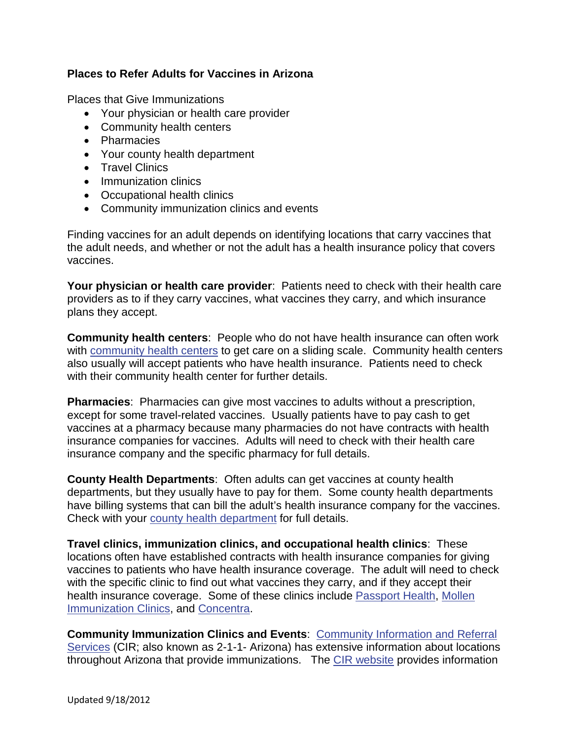**Places to Refer Adults for Vaccines in Arizona**

Places that Give Immunizations

- Your physician or health care provider
- Community health centers
- Pharmacies
- Your county health department
- Travel Clinics
- Immunization clinics
- Occupational health clinics
- Community immunization clinics and events

Finding vaccines for an adult depends on identifying locations that carry vaccines that the adult needs, and whether or not the adult has a health insurance policy that covers vaccines.

**Your physician or health care provider**: Patients need to check with their health care providers as to if they carry vaccines, what vaccines they carry, and which insurance plans they accept.

**Community health centers**: People who do not have health insurance can often work with community health centers to get care on a sliding scale. Community health centers also usually will accept patients who have health insurance. Patients need to check with their community health center for further details.

**Pharmacies**: Pharmacies can give most vaccines to adults without a prescription, except for some travel-related vaccines. Usually patients have to pay cash to get vaccines at a pharmacy because many pharmacies do not have contracts with health insurance companies for vaccines. Adults will need to check with their health care insurance company and the specific pharmacy for full details.

**County Health Departments**: Often adults can get vaccines at county health departments, but they usually have to pay for them. Some county health departments have billing systems that can bill the adult's health insurance company for the vaccines. Check with your county health department for full details.

**Travel clinics, immunization clinics, and occupational health clinics**: These locations often have established contracts with health insurance companies for giving vaccines to patients who have health insurance coverage. The adult will need to check with the specific clinic to find out what vaccines they carry, and if they accept their health insurance coverage. Some of these clinics include Passport Health, Mollen Immunization Clinics, and Concentra.

**Community Immunization Clinics and Events**: Community Information and Referral Services (CIR; also known as 2-1-1- Arizona) has extensive information about locations throughout Arizona that provide immunizations. The CIR website provides information

Updated 9/18/2012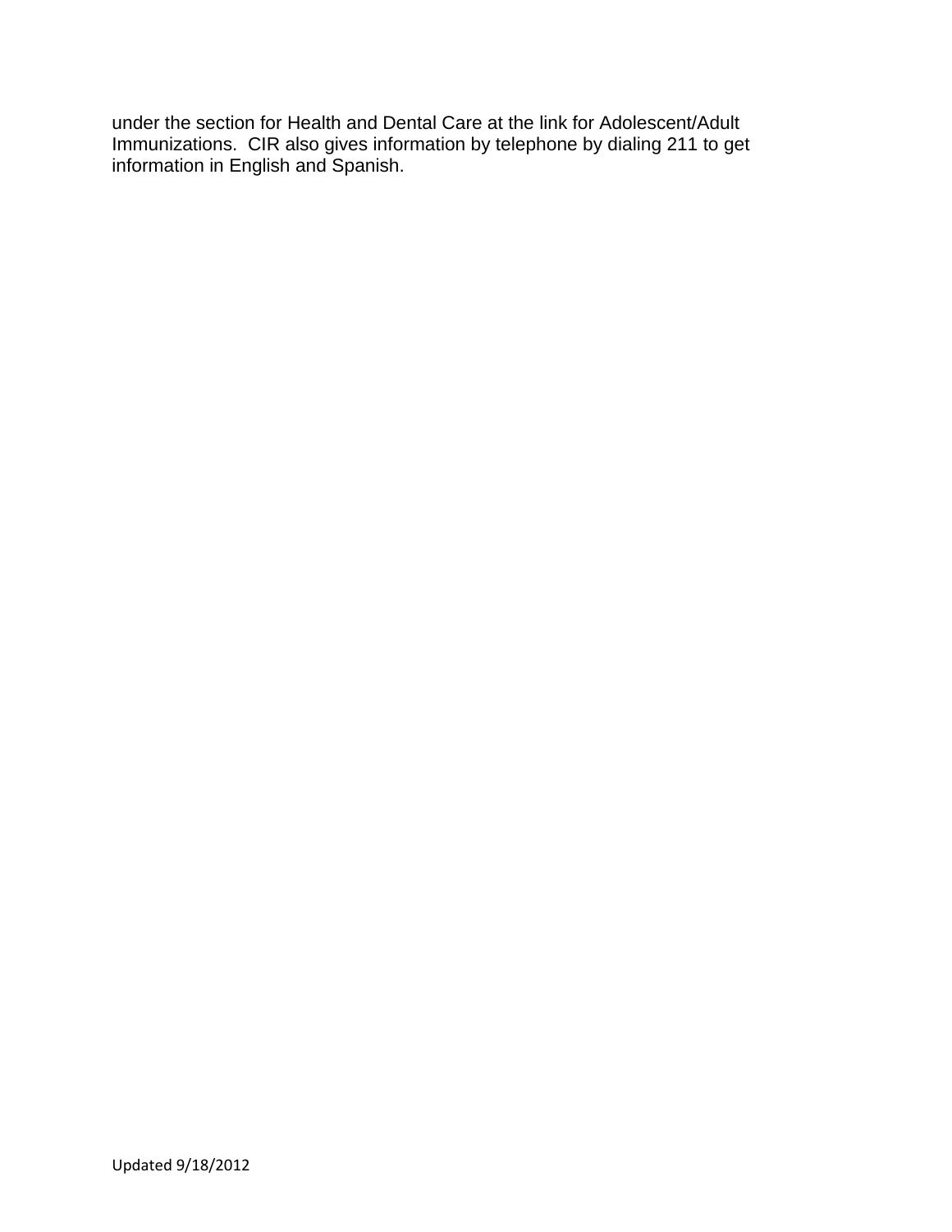under the section for Health and Dental Care at the link for Adolescent/Adult Immunizations. CIR also gives information by telephone by dialing 211 to get information in English and Spanish.

Updated 9/18/2012